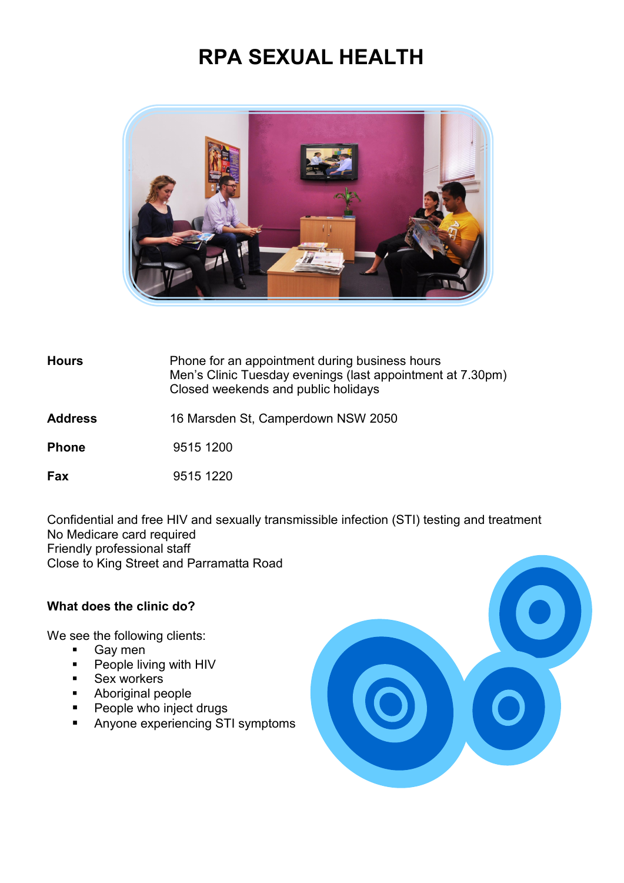# RPA SEXUAL HEALTH

| | |
|---|---|
| **Hours** | Phone for an appointment during business hours<br>Men's Clinic Tuesday evenings (last appointment at 7.30pm)<br>Closed weekends and public holidays |
| **Address** | 16 Marsden St, Camperdown NSW 2050 |
| **Phone** | 9515 1200 |
| **Fax** | 9515 1220 |

Confidential and free HIV and sexually transmissible infection (STI) testing and treatment
No Medicare card required
Friendly professional staff
Close to King Street and Parramatta Road

**What does the clinic do?**

We see the following clients:

- Gay men
- People living with HIV
- Sex workers
- Aboriginal people
- People who inject drugs
- Anyone experiencing STI symptoms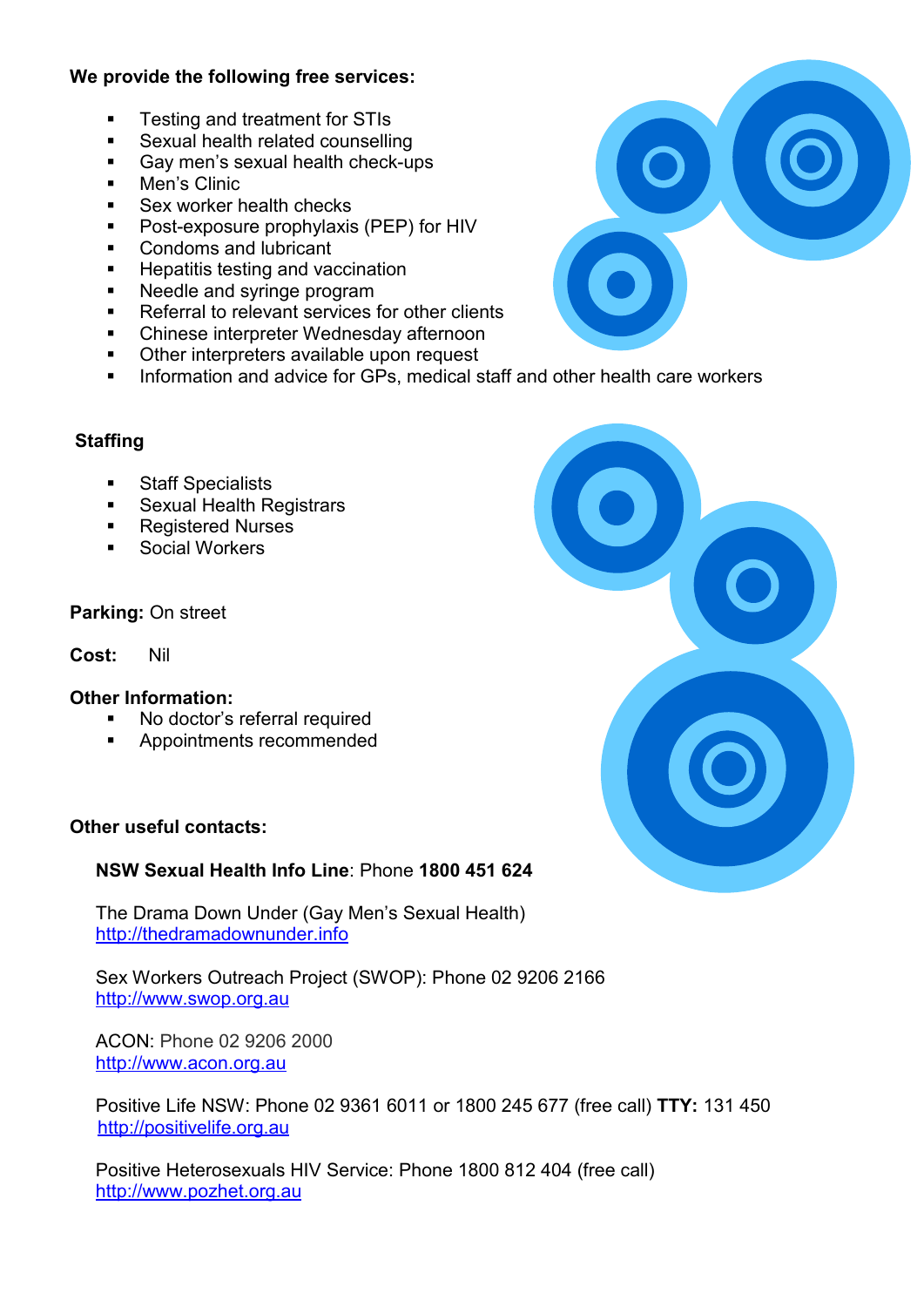**We provide the following free services:**

- Testing and treatment for STIs
- Sexual health related counselling
- Gay men's sexual health check-ups
- Men's Clinic
- Sex worker health checks
- Post-exposure prophylaxis (PEP) for HIV
- Condoms and lubricant
- Hepatitis testing and vaccination
- Needle and syringe program
- Referral to relevant services for other clients
- Chinese interpreter Wednesday afternoon
- Other interpreters available upon request
- Information and advice for GPs, medical staff and other health care workers

**Staffing**

- Staff Specialists
- Sexual Health Registrars
- Registered Nurses
- Social Workers

**Parking:** On street

**Cost:** Nil

**Other Information:**

- No doctor's referral required
- Appointments recommended

**Other useful contacts:**

**NSW Sexual Health Info Line**: Phone **1800 451 624**

The Drama Down Under (Gay Men's Sexual Health)
http://thedramadownunder.info

Sex Workers Outreach Project (SWOP): Phone 02 9206 2166
http://www.swop.org.au

ACON: Phone 02 9206 2000
http://www.acon.org.au

Positive Life NSW: Phone 02 9361 6011 or 1800 245 677 (free call) **TTY:** 131 450
http://positivelife.org.au

Positive Heterosexuals HIV Service: Phone 1800 812 404 (free call)
http://www.pozhet.org.au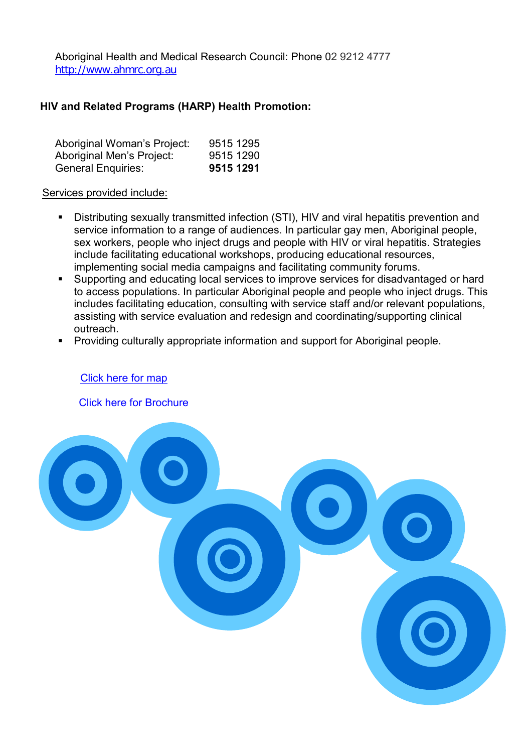Aboriginal Health and Medical Research Council: Phone 02 9212 4777
http://www.ahmrc.org.au

**HIV and Related Programs (HARP) Health Promotion:**

| | |
|---|---|
| Aboriginal Woman's Project: | 9515 1295 |
| Aboriginal Men's Project: | 9515 1290 |
| General Enquiries: | **9515 1291** |

Services provided include:

- Distributing sexually transmitted infection (STI), HIV and viral hepatitis prevention and service information to a range of audiences. In particular gay men, Aboriginal people, sex workers, people who inject drugs and people with HIV or viral hepatitis. Strategies include facilitating educational workshops, producing educational resources, implementing social media campaigns and facilitating community forums.
- Supporting and educating local services to improve services for disadvantaged or hard to access populations. In particular Aboriginal people and people who inject drugs. This includes facilitating education, consulting with service staff and/or relevant populations, assisting with service evaluation and redesign and coordinating/supporting clinical outreach.
- Providing culturally appropriate information and support for Aboriginal people.

Click here for map

Click here for Brochure